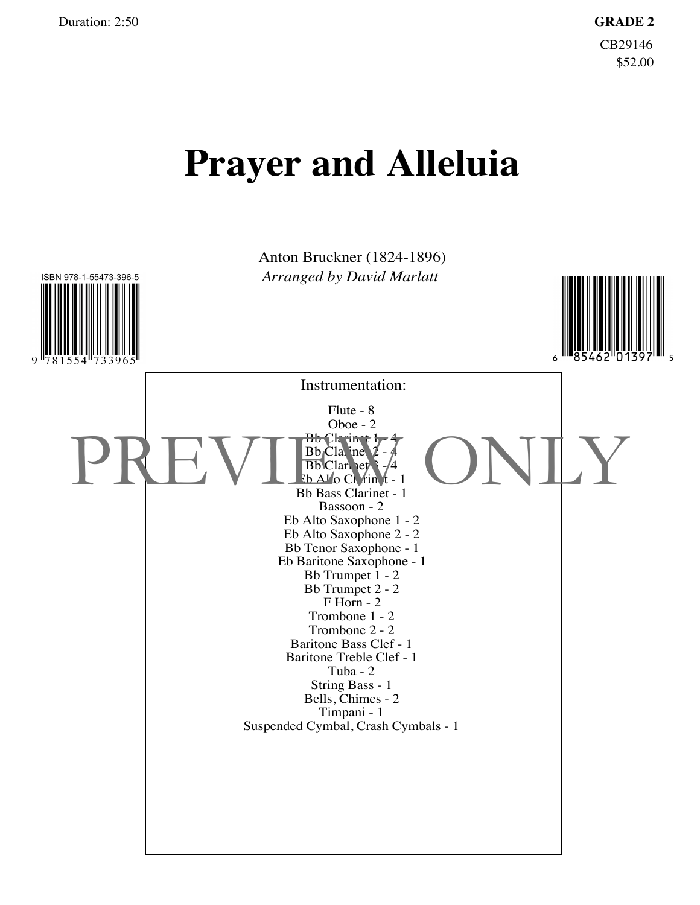Duration: 2:50

**GRADE 2**

CB29146

$52.00

# Prayer and Alleluia

Anton Bruckner (1824-1896)

*Arranged by David Marlatt*

ISBN 978-1-55473-396-5

9 781554 733965

6 85462 01397 5

PREVIEW ONLY

Instrumentation:

Flute - 8
Oboe - 2
Bb Clarinet 1 - 4
Bb Clarinet 2 - 4
Bb Clarinet 3 - 4
Eb Alto Clarinet - 1
Bb Bass Clarinet - 1
Bassoon - 2
Eb Alto Saxophone 1 - 2
Eb Alto Saxophone 2 - 2
Bb Tenor Saxophone - 1
Eb Baritone Saxophone - 1
Bb Trumpet 1 - 2
Bb Trumpet 2 - 2
F Horn - 2
Trombone 1 - 2
Trombone 2 - 2
Baritone Bass Clef - 1
Baritone Treble Clef - 1
Tuba - 2
String Bass - 1
Bells, Chimes - 2
Timpani - 1
Suspended Cymbal, Crash Cymbals - 1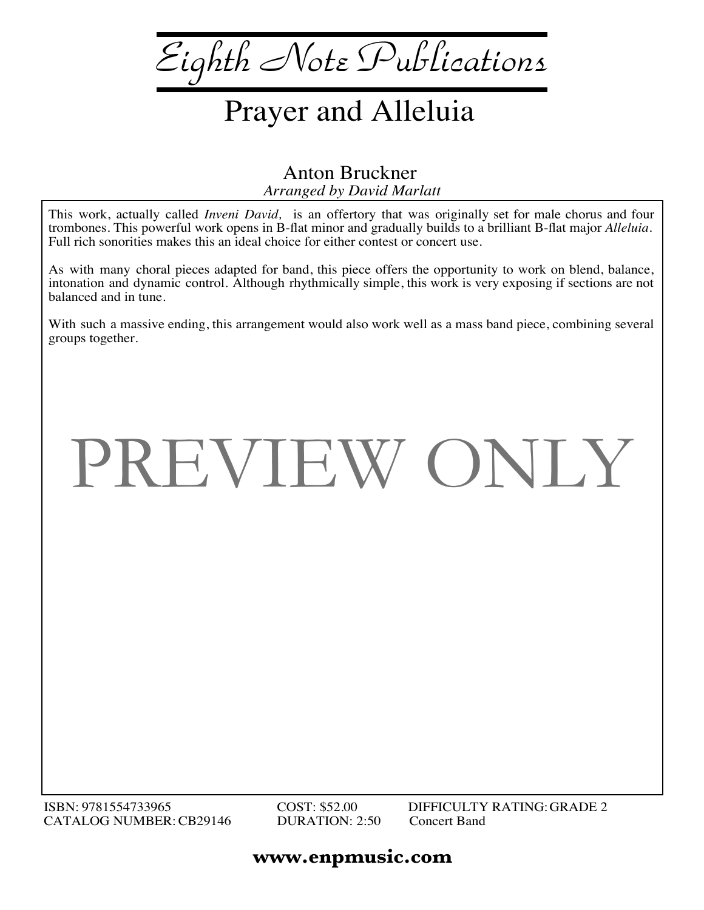# Eighth Note Publications

## Prayer and Alleluia

Anton Bruckner
*Arranged by David Marlatt*

This work, actually called *Inveni David,* is an offertory that was originally set for male chorus and four trombones. This powerful work opens in B-flat minor and gradually builds to a brilliant B-flat major *Alleluia*. Full rich sonorities makes this an ideal choice for either contest or concert use.

As with many choral pieces adapted for band, this piece offers the opportunity to work on blend, balance, intonation and dynamic control. Although rhythmically simple, this work is very exposing if sections are not balanced and in tune.

With such a massive ending, this arrangement would also work well as a mass band piece, combining several groups together.

PREVIEW ONLY

ISBN: 9781554733965
CATALOG NUMBER: CB29146
COST: $52.00
DURATION: 2:50
DIFFICULTY RATING: GRADE 2
Concert Band

**www.enpmusic.com**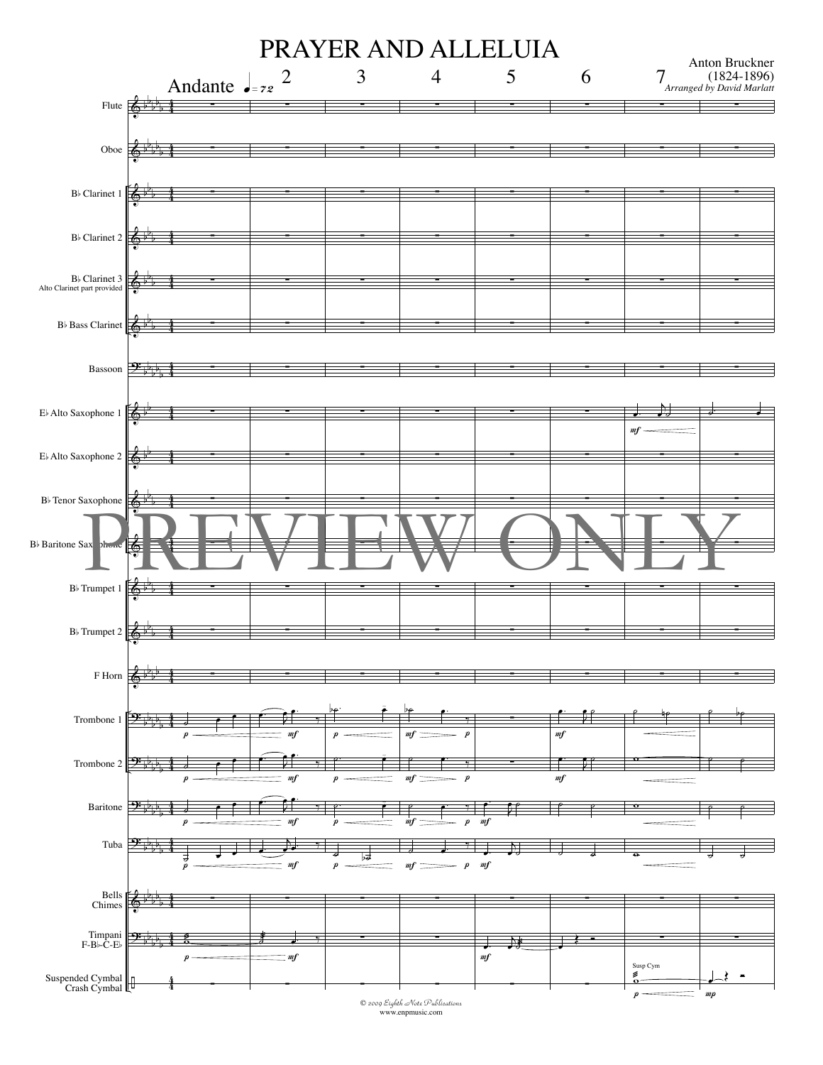# PRAYER AND ALLELUIA

Anton Bruckner
(1824-1896)
*Arranged by David Marlatt*

Andante ♩= 72

© 2009 Eighth Note Publications
www.enpmusic.com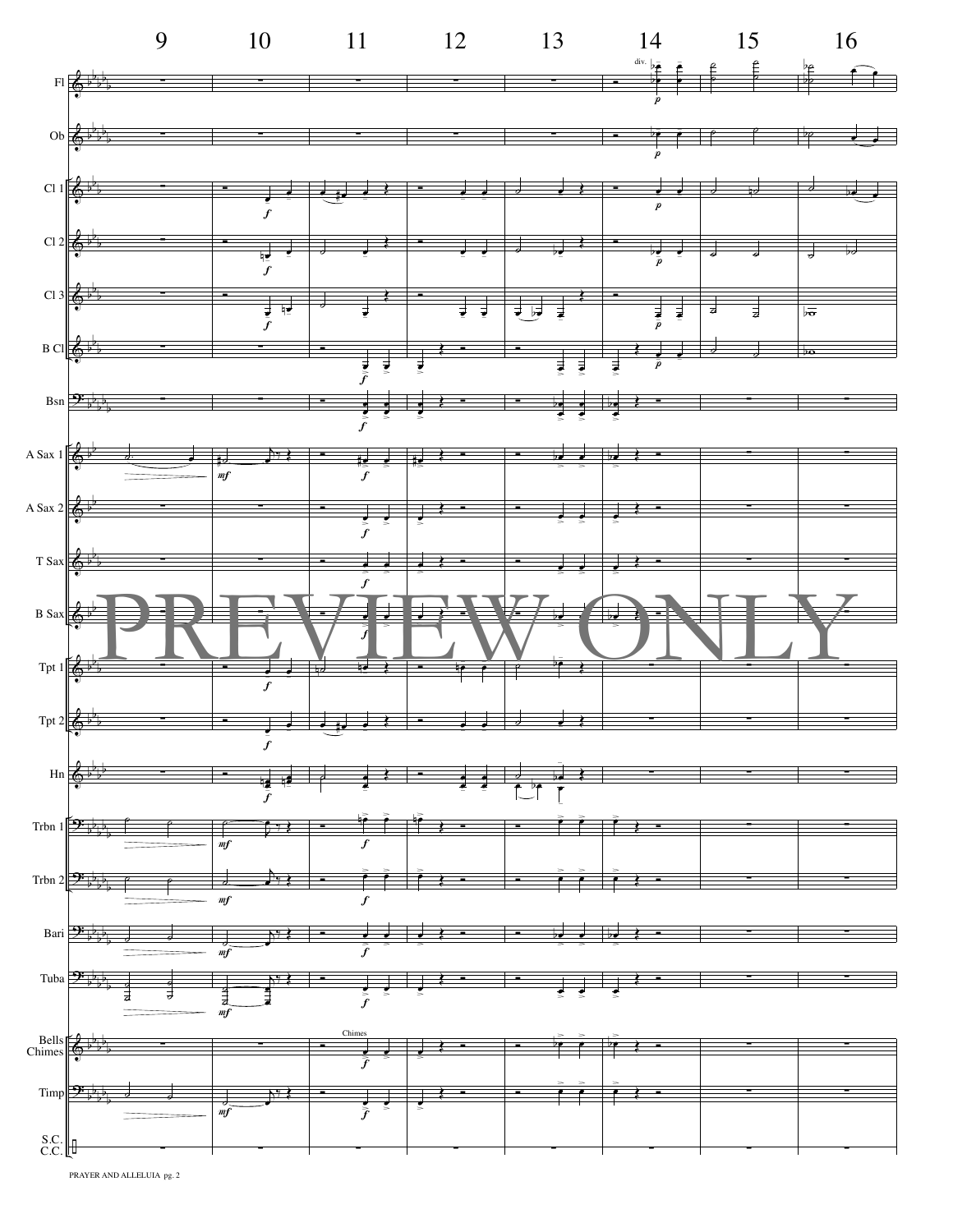9 10 11 12 13 14 15 16

Fl

Ob

Cl 1

Cl 2

Cl 3

B Cl

Bsn

A Sax 1

A Sax 2

T Sax

B Sax

Tpt 1

Tpt 2

Hn

Trbn 1

Trbn 2

Bari

Tuba

Bells Chimes

Timp

S.C. C.C.

PREVIEW ONLY

PRAYER AND ALLELUIA pg. 2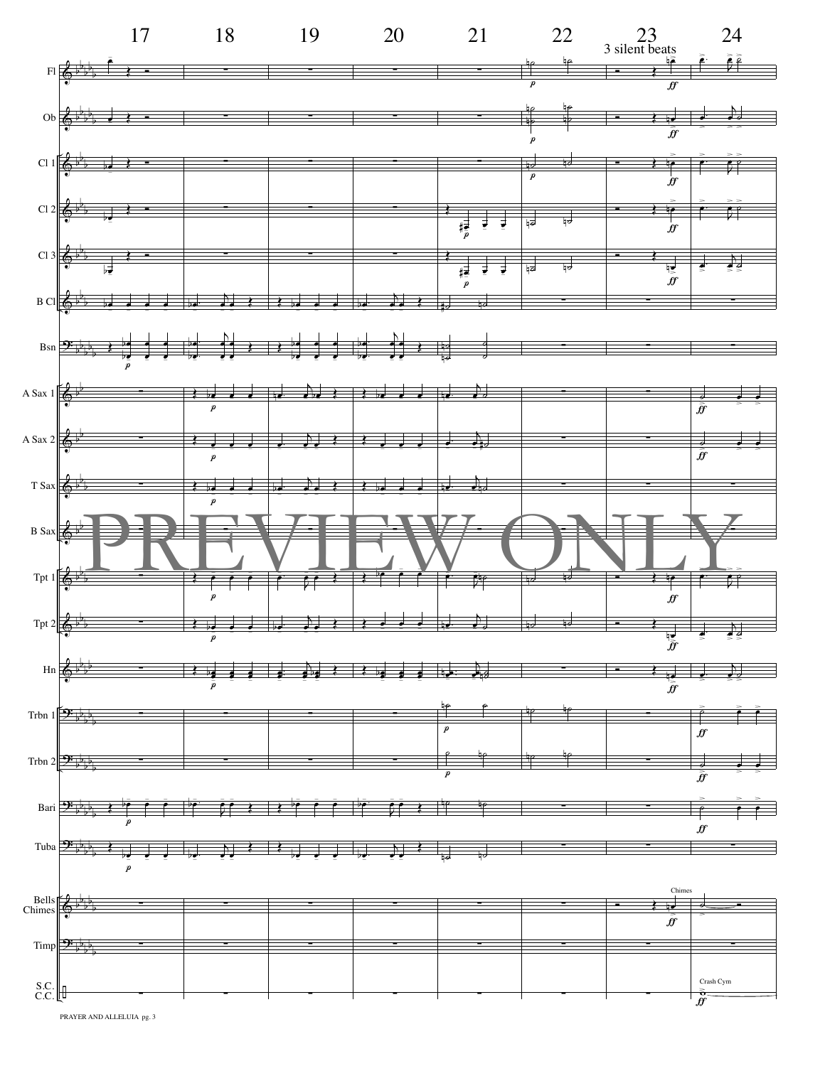17 18 19 20 21 22 23 24

3 silent beats

Fl

Ob

Cl 1

Cl 2

Cl 3

B Cl

Bsn

A Sax 1

A Sax 2

T Sax

B Sax

Tpt 1

Tpt 2

Hn

Trbn 1

Trbn 2

Bari

Tuba

Bells Chimes

Chimes

Timp

S.C. C.C.

Crash Cym

PREVIEW ONLY

PRAYER AND ALLELUIA pg. 3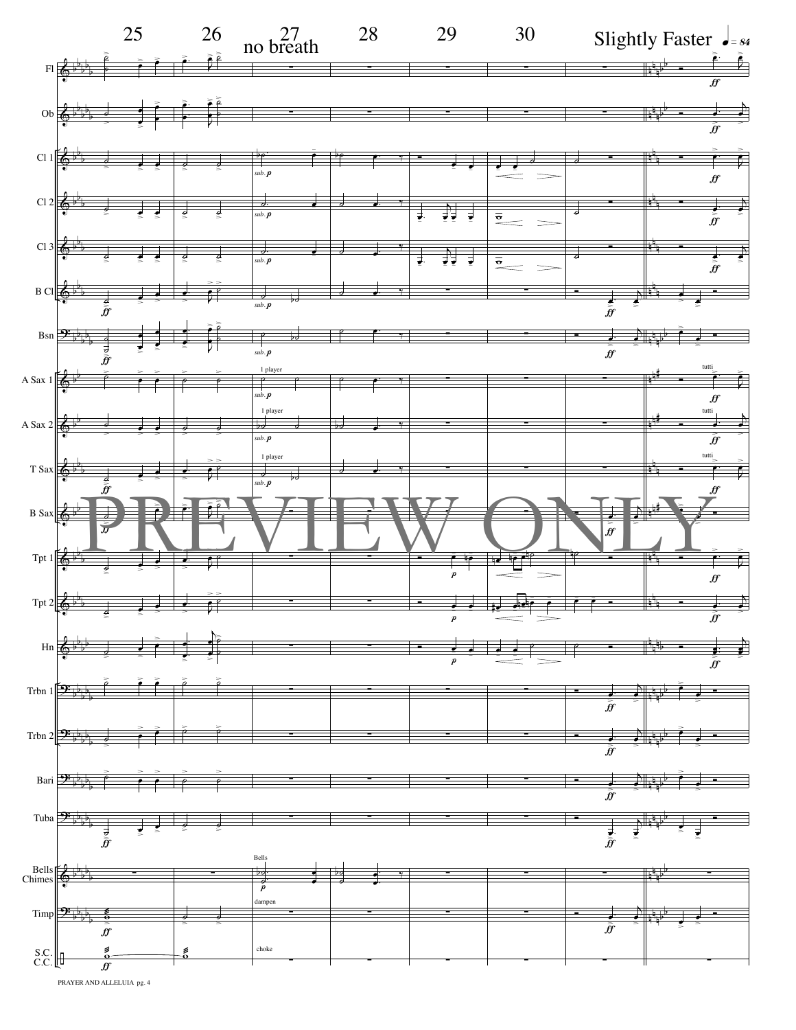25 26 27 28 29 30

no breath

Slightly Faster ♩= 84

Fl

Ob

Cl 1

Cl 2

Cl 3

B Cl

Bsn

A Sax 1

A Sax 2

T Sax

B Sax

Tpt 1

Tpt 2

Hn

Trbn 1

Trbn 2

Bari

Tuba

Bells Chimes

Timp

S.C. C.C.

sub. p

1 player

tutti

Bells

dampen

choke

ff

p

PREVIEW ONLY

PRAYER AND ALLELUIA pg. 4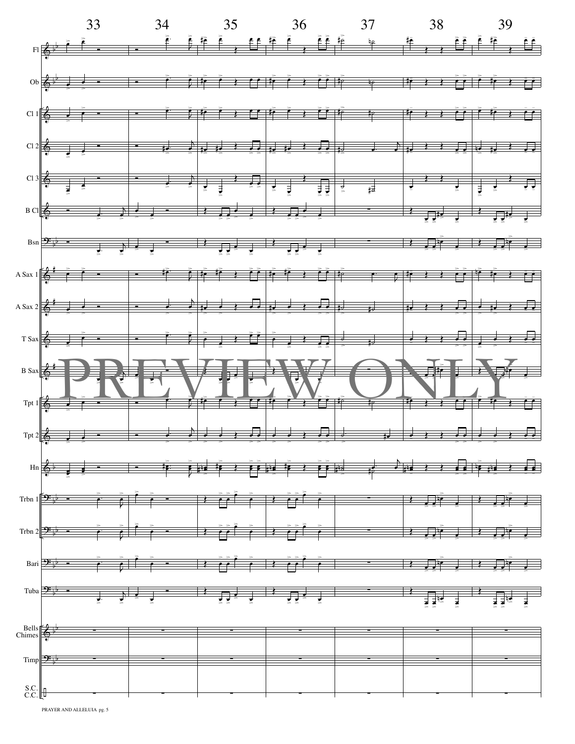33 34 35 36 37 38 39

Fl

Ob

Cl 1

Cl 2

Cl 3

B Cl

Bsn

A Sax 1

A Sax 2

T Sax

B Sax

Tpt 1

Tpt 2

Hn

Trbn 1

Trbn 2

Bari

Tuba

Bells Chimes

Timp

S.C. C.C.

PREVIEW ONLY

PRAYER AND ALLELUIA pg. 5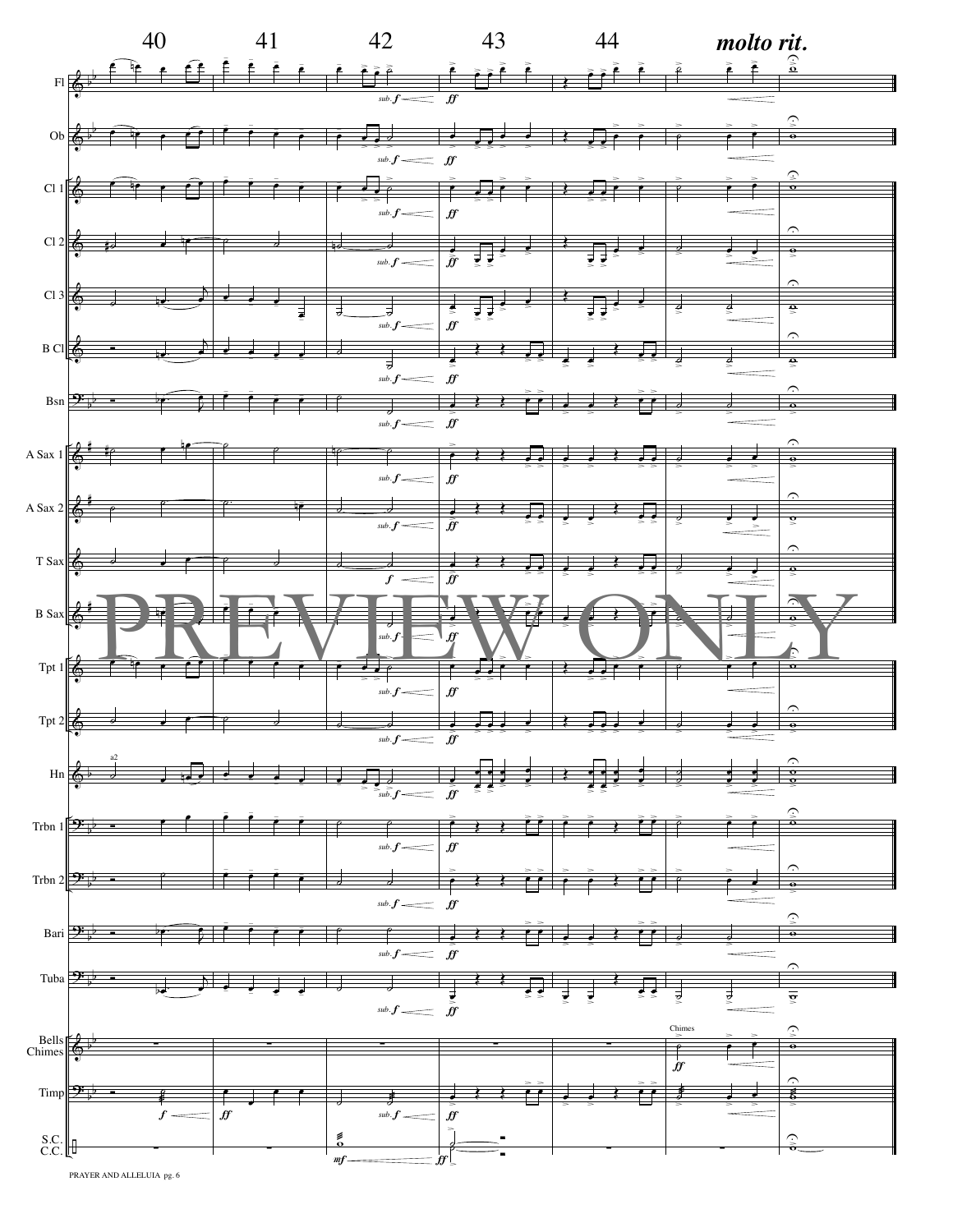40 41 42 43 44 *molto rit.*

Fl

Ob

Cl 1

Cl 2

Cl 3

B Cl

Bsn

A Sax 1

A Sax 2

T Sax

B Sax

Tpt 1

Tpt 2

Hn

Trbn 1

Trbn 2

Bari

Tuba

Bells Chimes

Timp

S.C. C.C.

PREVIEW ONLY